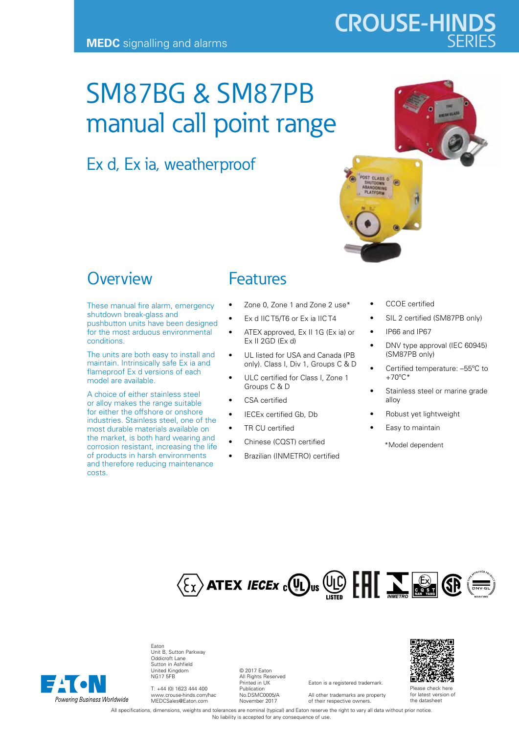MEDC signalling and alarms

CROUSE-HINDS SERIES

# SM87BG & SM87PB manual call point range

## Ex d, Ex ia, weatherproof

## Overview

These manual fire alarm, emergency shutdown break-glass and pushbutton units have been designed for the most arduous environmental conditions.

The units are both easy to install and maintain. Intrinsically safe Ex ia and flameproof Ex d versions of each model are available.

A choice of either stainless steel or alloy makes the range suitable for either the offshore or onshore industries. Stainless steel, one of the most durable materials available on the market, is both hard wearing and corrosion resistant, increasing the life of products in harsh environments and therefore reducing maintenance costs.

## Features

- Zone 0, Zone 1 and Zone 2 use*
- Ex d IIC T5/T6 or Ex ia IIC T4
- ATEX approved, Ex II 1G (Ex ia) or Ex II 2GD (Ex d)
- UL listed for USA and Canada (PB only). Class I, Div 1, Groups C & D
- ULC certified for Class I, Zone 1 Groups C & D
- CSA certified
- IECEx certified Gb, Db
- TR CU certified
- Chinese (CQST) certified
- Brazilian (INMETRO) certified
- CCOE certified
- SIL 2 certified (SM87PB only)
- IP66 and IP67
- DNV type approval (IEC 60945) (SM87PB only)
- Certified temperature: –55ºC to +70ºC*
- Stainless steel or marine grade alloy
- Robust yet lightweight
- Easy to maintain

*Model dependent

Eaton
Unit B, Sutton Parkway
Oddicroft Lane
Sutton in Ashfield
United Kingdom
NG17 5FB

T: +44 (0) 1623 444 400
www.crouse-hinds.com/hac
MEDCSales@Eaton.com

© 2017 Eaton
All Rights Reserved
Printed in UK
Publication No.DSMC0005/A
November 2017

Eaton is a registered trademark.

All other trademarks are property of their respective owners.

Please check here for latest version of the datasheet

EATON Powering Business Worldwide

All specifications, dimensions, weights and tolerances are nominal (typical) and Eaton reserve the right to vary all data without prior notice. No liability is accepted for any consequence of use.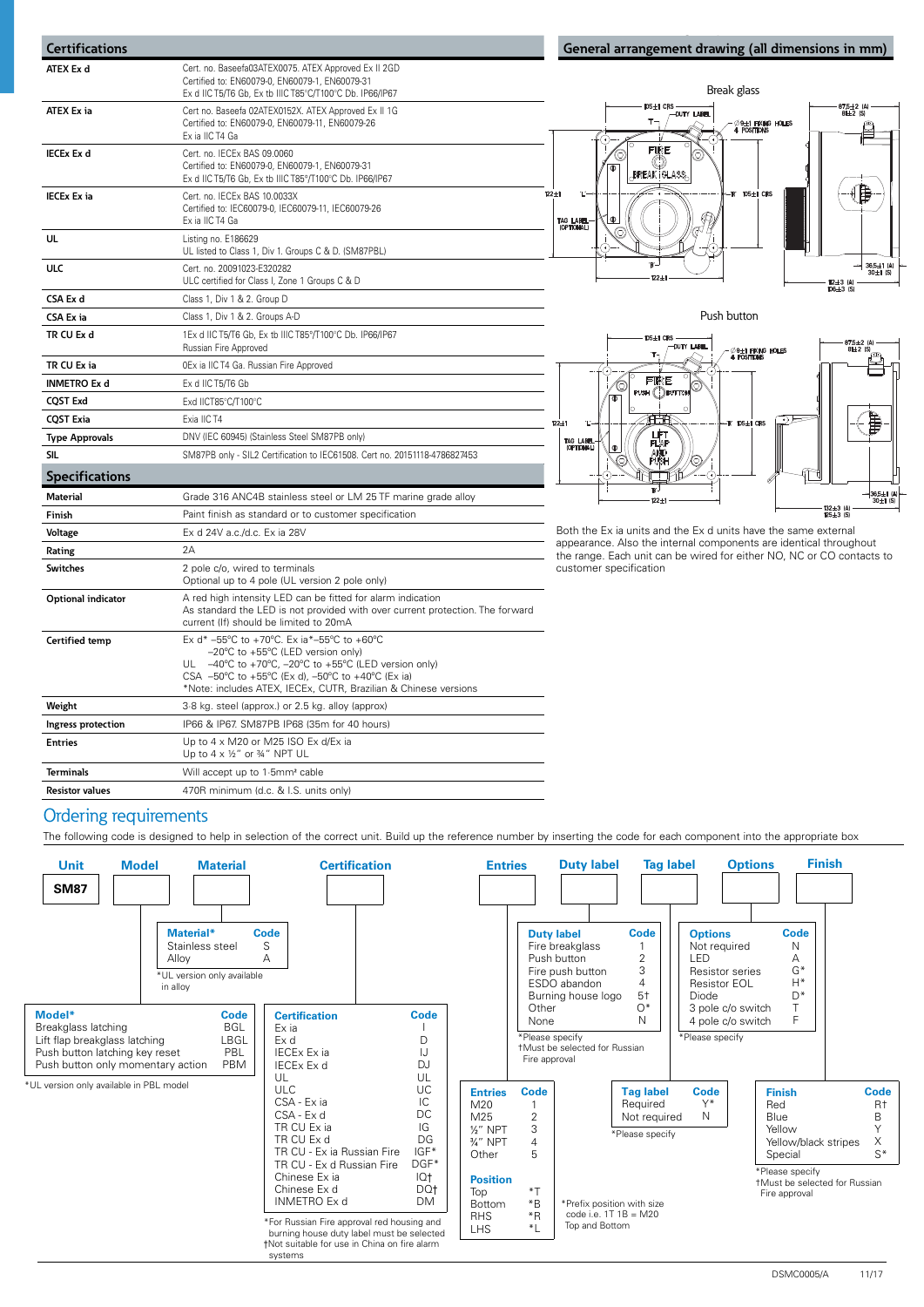## Certifications

| | |
|---|---|
| **ATEX Ex d** | Cert. no. Baseefa03ATEX0075. ATEX Approved Ex II 2GD<br>Certified to: EN60079-0, EN60079-1, EN60079-31<br>Ex d IIC T5/T6 Gb, Ex tb IIIC T85°C/T100°C Db. IP66/IP67 |
| **ATEX Ex ia** | Cert. no. Baseefa 02ATEX0152X. ATEX Approved Ex II 1G<br>Certified to: EN60079-0, EN60079-11, EN60079-26<br>Ex ia IIC T4 Ga |
| **IECEx Ex d** | Cert. no. IECEx BAS 09.0060<br>Certified to: EN60079-0, EN60079-1, EN60079-31<br>Ex d IIC T5/T6 Gb, Ex tb IIIC T85°/T100°C Db. IP66/IP67 |
| **IECEx Ex ia** | Cert. no. IECEx BAS 10.0033X<br>Certified to: IEC60079-0, IEC60079-11, IEC60079-26<br>Ex ia IIC T4 Ga |
| **UL** | Listing no. E186629<br>UL listed to Class 1, Div 1. Groups C & D. (SM87PBL) |
| **ULC** | Cert. no. 20091023-E320282<br>ULC certified for Class I, Zone 1 Groups C & D |
| **CSA Ex d** | Class 1, Div 1 & 2. Group D |
| **CSA Ex ia** | Class 1, Div 1 & 2. Groups A-D |
| **TR CU Ex d** | 1Ex d IIC T5/T6 Gb, Ex tb IIIC T85°/T100°C Db. IP66/IP67<br>Russian Fire Approved |
| **TR CU Ex ia** | 0Ex ia IIC T4 Ga. Russian Fire Approved |
| **INMETRO Ex d** | Ex d IIC T5/T6 Gb |
| **CQST Exd** | Exd IICT85°C/T100°C |
| **CQST Exia** | Exia IIC T4 |
| **Type Approvals** | DNV (IEC 60945) (Stainless Steel SM87PB only) |
| **SIL** | SM87PB only - SIL2 Certification to IEC61508. Cert no. 20151118-4786827453 |

## Specifications

| | |
|---|---|
| **Material** | Grade 316 ANC4B stainless steel or LM 25 TF marine grade alloy |
| **Finish** | Paint finish as standard or to customer specification |
| **Voltage** | Ex d 24V a.c./d.c. Ex ia 28V |
| **Rating** | 2A |
| **Switches** | 2 pole c/o, wired to terminals<br>Optional up to 4 pole (UL version 2 pole only) |
| **Optional indicator** | A red high intensity LED can be fitted for alarm indication<br>As standard the LED is not provided with over current protection. The forward current (If) should be limited to 20mA |
| **Certified temp** | Ex d* –55°C to +70°C. Ex ia*–55°C to +60°C<br>–20°C to +55°C (LED version only)<br>UL –40°C to +70°C, –20°C to +55°C (LED version only)<br>CSA –50°C to +55°C (Ex d), –50°C to +40°C (Ex ia)<br>*Note: includes ATEX, IECEx, CUTR, Brazilian & Chinese versions |
| **Weight** | 3·8 kg. steel (approx.) or 2.5 kg. alloy (approx) |
| **Ingress protection** | IP66 & IP67. SM87PB IP68 (35m for 40 hours) |
| **Entries** | Up to 4 x M20 or M25 ISO Ex d/Ex ia<br>Up to 4 x ½" or ¾" NPT UL |
| **Terminals** | Will accept up to 1·5mm² cable |
| **Resistor values** | 470R minimum (d.c. & I.S. units only) |

## General arrangement drawing (all dimensions in mm)

Break glass

Push button

Both the Ex ia units and the Ex d units have the same external appearance. Also the internal components are identical throughout the range. Each unit can be wired for either NO, NC or CO contacts to customer specification

## Ordering requirements

The following code is designed to help in selection of the correct unit. Build up the reference number by inserting the code for each component into the appropriate box

| Unit | Model | Material | Certification | Entries | Duty label | Tag label | Options | Finish |
|---|---|---|---|---|---|---|---|---|
| SM87 | | | | | | | | |

| Model* | Code |
|---|---|
| Breakglass latching | BGL |
| Lift flap breakglass latching | LBGL |
| Push button latching key reset | PBL |
| Push button only momentary action | PBM |

*UL version only available in PBL model

| Material* | Code |
|---|---|
| Stainless steel | S |
| Alloy | A |

*UL version only available in alloy

| Certification | Code |
|---|---|
| Ex ia | I |
| Ex d | D |
| IECEx Ex ia | IJ |
| IECEx Ex d | DJ |
| UL | UL |
| ULC | UC |
| CSA - Ex ia | IC |
| CSA - Ex d | DC |
| TR CU Ex ia | IG |
| TR CU Ex d | DG |
| TR CU - Ex ia Russian Fire | IGF* |
| TR CU - Ex d Russian Fire | DGF* |
| Chinese Ex ia | IQ† |
| Chinese Ex d | DQ† |
| INMETRO Ex d | DM |

*For Russian Fire approval red housing and burning house duty label must be selected
†Not suitable for use in China on fire alarm systems

| Entries | Code |
|---|---|
| M20 | 1 |
| M25 | 2 |
| ½" NPT | 3 |
| ¾" NPT | 4 |
| Other | 5 |

| Position | |
|---|---|
| Top | *T |
| Bottom | *B |
| RHS | *R |
| LHS | *L |

*Prefix position with size code i.e. 1T 1B = M20 Top and Bottom

| Duty label | Code |
|---|---|
| Fire breakglass | 1 |
| Push button | 2 |
| Fire push button | 3 |
| ESDO abandon | 4 |
| Burning house logo | 5† |
| Other | O* |
| None | N |

*Please specify
†Must be selected for Russian Fire approval

| Tag label | Code |
|---|---|
| Required | Y* |
| Not required | N |

*Please specify

| Options | Code |
|---|---|
| Not required | N |
| LED | A |
| Resistor series | G* |
| Resistor EOL | H* |
| Diode | D* |
| 3 pole c/o switch | T |
| 4 pole c/o switch | F |

*Please specify

| Finish | Code |
|---|---|
| Red | R† |
| Blue | B |
| Yellow | Y |
| Yellow/black stripes | X |
| Special | S* |

*Please specify
†Must be selected for Russian Fire approval

DSMC0005/A 11/17